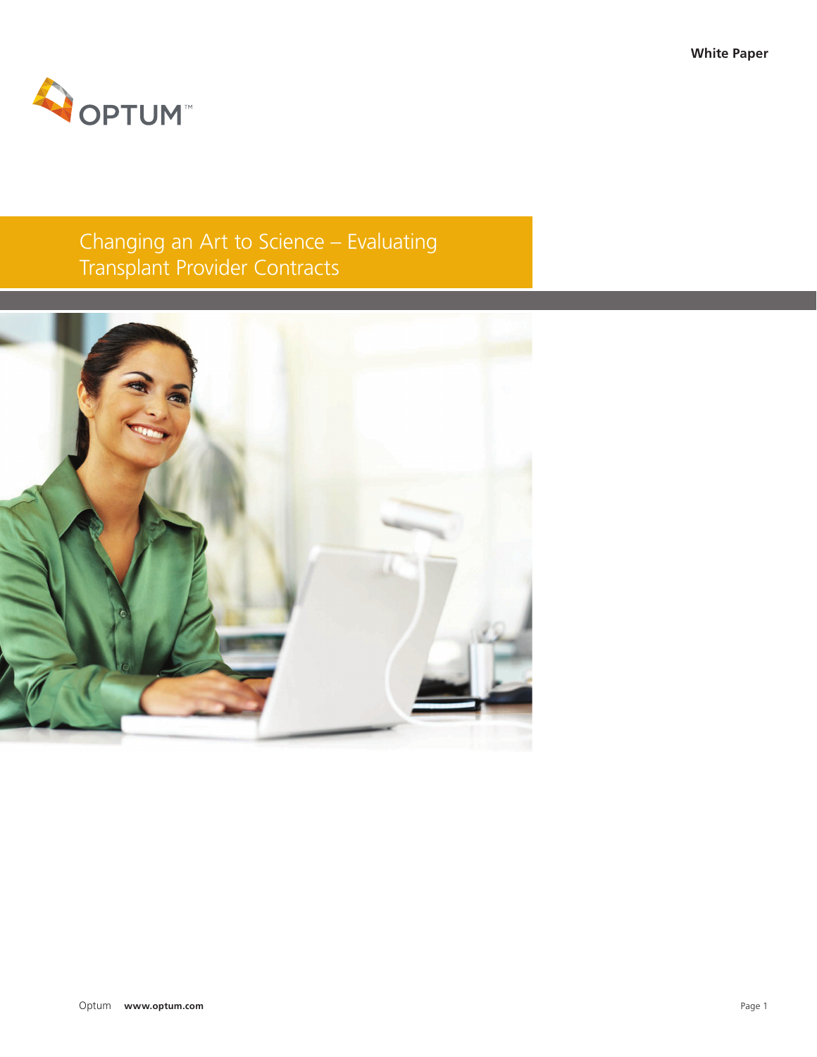White Paper

OPTUM™

# Changing an Art to Science – Evaluating Transplant Provider Contracts

Optum www.optum.com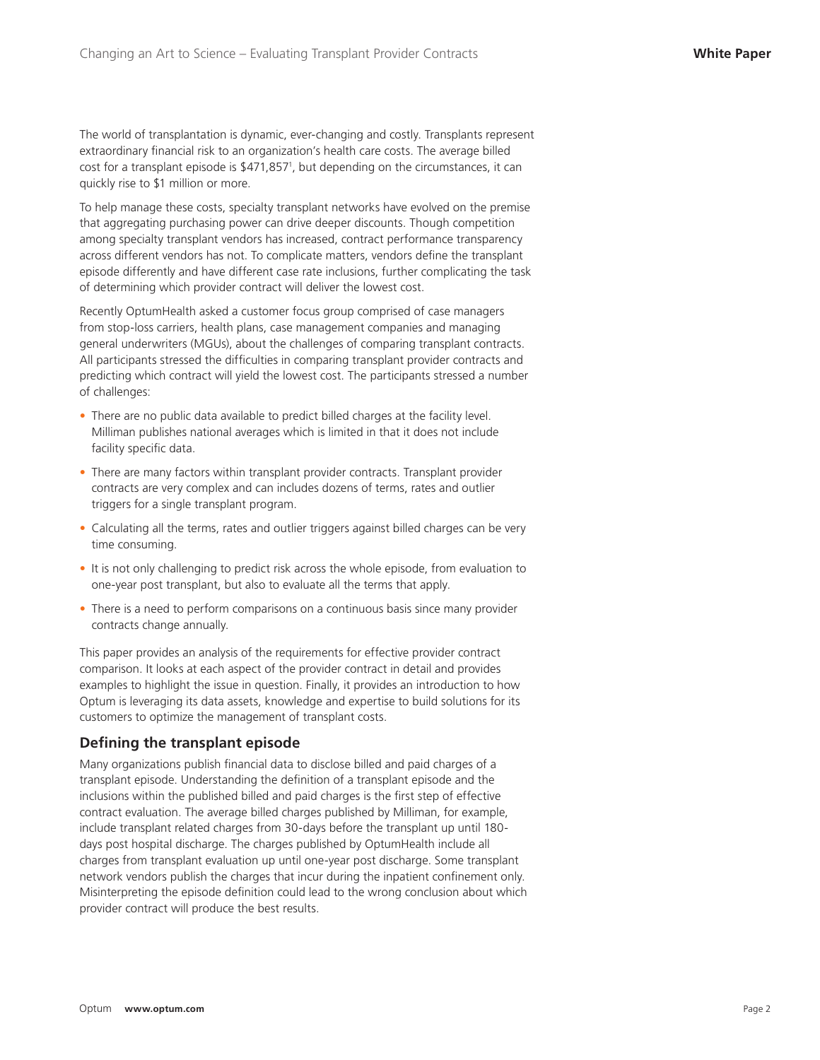The world of transplantation is dynamic, ever-changing and costly. Transplants represent extraordinary financial risk to an organization's health care costs. The average billed cost for a transplant episode is $471,857[1], but depending on the circumstances, it can quickly rise to $1 million or more.

To help manage these costs, specialty transplant networks have evolved on the premise that aggregating purchasing power can drive deeper discounts. Though competition among specialty transplant vendors has increased, contract performance transparency across different vendors has not. To complicate matters, vendors define the transplant episode differently and have different case rate inclusions, further complicating the task of determining which provider contract will deliver the lowest cost.

Recently OptumHealth asked a customer focus group comprised of case managers from stop-loss carriers, health plans, case management companies and managing general underwriters (MGUs), about the challenges of comparing transplant contracts. All participants stressed the difficulties in comparing transplant provider contracts and predicting which contract will yield the lowest cost. The participants stressed a number of challenges:

- There are no public data available to predict billed charges at the facility level. Milliman publishes national averages which is limited in that it does not include facility specific data.
- There are many factors within transplant provider contracts. Transplant provider contracts are very complex and can includes dozens of terms, rates and outlier triggers for a single transplant program.
- Calculating all the terms, rates and outlier triggers against billed charges can be very time consuming.
- It is not only challenging to predict risk across the whole episode, from evaluation to one-year post transplant, but also to evaluate all the terms that apply.
- There is a need to perform comparisons on a continuous basis since many provider contracts change annually.

This paper provides an analysis of the requirements for effective provider contract comparison. It looks at each aspect of the provider contract in detail and provides examples to highlight the issue in question. Finally, it provides an introduction to how Optum is leveraging its data assets, knowledge and expertise to build solutions for its customers to optimize the management of transplant costs.

## Defining the transplant episode

Many organizations publish financial data to disclose billed and paid charges of a transplant episode. Understanding the definition of a transplant episode and the inclusions within the published billed and paid charges is the first step of effective contract evaluation. The average billed charges published by Milliman, for example, include transplant related charges from 30-days before the transplant up until 180-days post hospital discharge. The charges published by OptumHealth include all charges from transplant evaluation up until one-year post discharge. Some transplant network vendors publish the charges that incur during the inpatient confinement only. Misinterpreting the episode definition could lead to the wrong conclusion about which provider contract will produce the best results.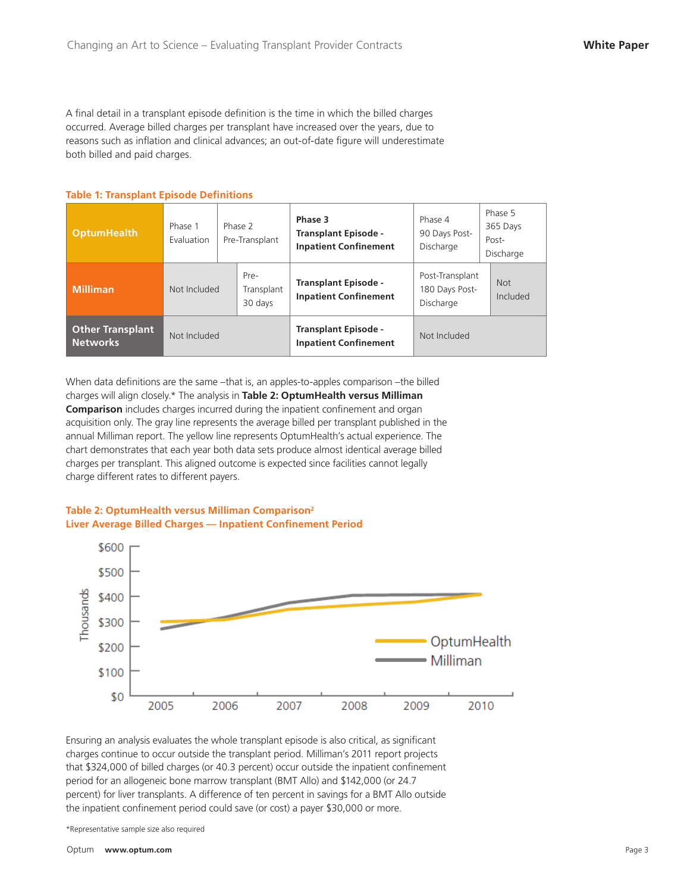A final detail in a transplant episode definition is the time in which the billed charges occurred. Average billed charges per transplant have increased over the years, due to reasons such as inflation and clinical advances; an out-of-date figure will underestimate both billed and paid charges.

**Table 1: Transplant Episode Definitions**

| | | | | | |
|---|---|---|---|---|---|
| **OptumHealth** | Phase 1 Evaluation | Phase 2 Pre-Transplant | **Phase 3 Transplant Episode - Inpatient Confinement** | Phase 4 90 Days Post-Discharge | Phase 5 365 Days Post-Discharge |
| **Milliman** | Not Included | Pre-Transplant 30 days | **Transplant Episode - Inpatient Confinement** | Post-Transplant 180 Days Post-Discharge | Not Included |
| **Other Transplant Networks** | Not Included | | **Transplant Episode - Inpatient Confinement** | Not Included | |

When data definitions are the same –that is, an apples-to-apples comparison –the billed charges will align closely.* The analysis in **Table 2: OptumHealth versus Milliman Comparison** includes charges incurred during the inpatient confinement and organ acquisition only. The gray line represents the average billed per transplant published in the annual Milliman report. The yellow line represents OptumHealth's actual experience. The chart demonstrates that each year both data sets produce almost identical average billed charges per transplant. This aligned outcome is expected since facilities cannot legally charge different rates to different payers.

**Table 2: OptumHealth versus Milliman Comparison[2]**
**Liver Average Billed Charges — Inpatient Confinement Period**

Ensuring an analysis evaluates the whole transplant episode is also critical, as significant charges continue to occur outside the transplant period. Milliman's 2011 report projects that $324,000 of billed charges (or 40.3 percent) occur outside the inpatient confinement period for an allogeneic bone marrow transplant (BMT Allo) and $142,000 (or 24.7 percent) for liver transplants. A difference of ten percent in savings for a BMT Allo outside the inpatient confinement period could save (or cost) a payer $30,000 or more.

*Representative sample size also required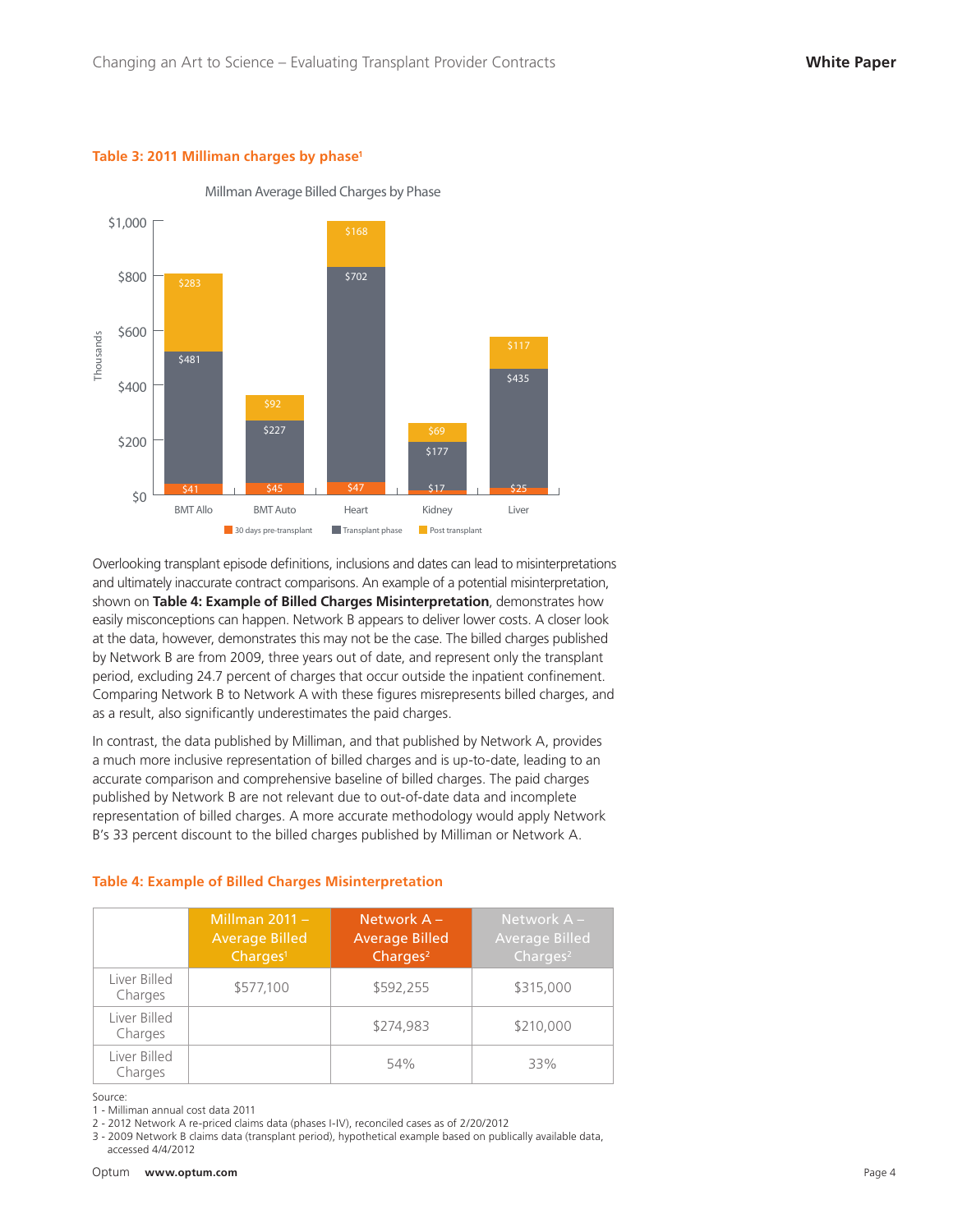**Table 3: 2011 Milliman charges by phase**[1]

Millman Average Billed Charges by Phase

| Thousands | BMT Allo | BMT Auto | Heart | Kidney | Liver |
|---|---|---|---|---|---|
| 30 days pre-transplant | $41 | $45 | $47 | $17 | $25 |
| Transplant phase | $481 | $227 | $702 | $177 | $435 |
| Post transplant | $283 | $92 | $168 | $69 | $117 |

Overlooking transplant episode definitions, inclusions and dates can lead to misinterpretations and ultimately inaccurate contract comparisons. An example of a potential misinterpretation, shown on **Table 4: Example of Billed Charges Misinterpretation**, demonstrates how easily misconceptions can happen. Network B appears to deliver lower costs. A closer look at the data, however, demonstrates this may not be the case. The billed charges published by Network B are from 2009, three years out of date, and represent only the transplant period, excluding 24.7 percent of charges that occur outside the inpatient confinement. Comparing Network B to Network A with these figures misrepresents billed charges, and as a result, also significantly underestimates the paid charges.

In contrast, the data published by Milliman, and that published by Network A, provides a much more inclusive representation of billed charges and is up-to-date, leading to an accurate comparison and comprehensive baseline of billed charges. The paid charges published by Network B are not relevant due to out-of-date data and incomplete representation of billed charges. A more accurate methodology would apply Network B's 33 percent discount to the billed charges published by Milliman or Network A.

**Table 4: Example of Billed Charges Misinterpretation**

| | Millman 2011 – Average Billed Charges[1] | Network A – Average Billed Charges[2] | Network A – Average Billed Charges[2] |
|---|---|---|---|
| Liver Billed Charges | $577,100 | $592,255 | $315,000 |
| Liver Billed Charges | | $274,983 | $210,000 |
| Liver Billed Charges | | 54% | 33% |

Source:
1 - Milliman annual cost data 2011
2 - 2012 Network A re-priced claims data (phases I-IV), reconciled cases as of 2/20/2012
3 - 2009 Network B claims data (transplant period), hypothetical example based on publically available data, accessed 4/4/2012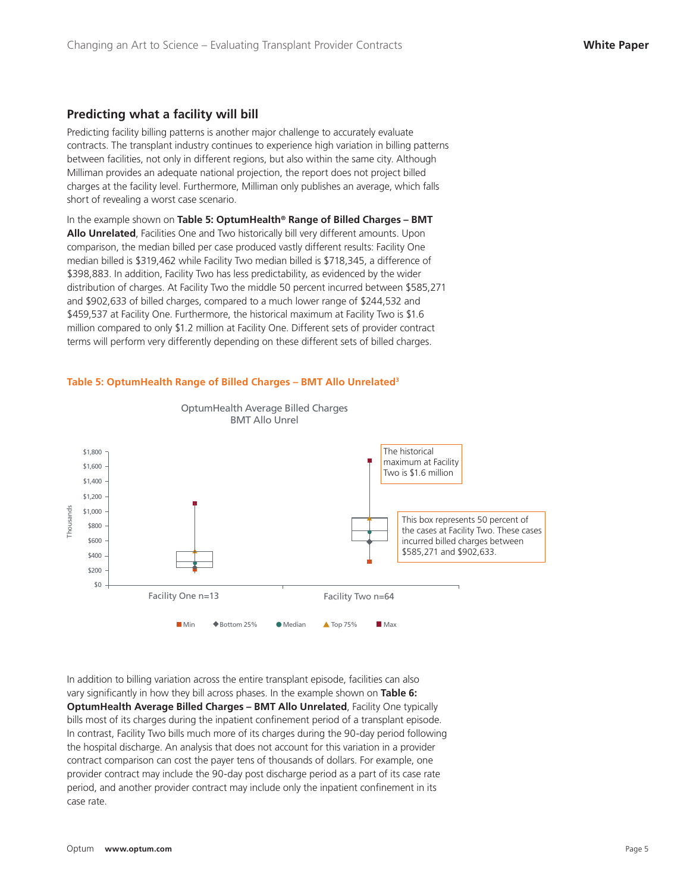## Predicting what a facility will bill

Predicting facility billing patterns is another major challenge to accurately evaluate contracts. The transplant industry continues to experience high variation in billing patterns between facilities, not only in different regions, but also within the same city. Although Milliman provides an adequate national projection, the report does not project billed charges at the facility level. Furthermore, Milliman only publishes an average, which falls short of revealing a worst case scenario.

In the example shown on **Table 5: OptumHealth® Range of Billed Charges – BMT Allo Unrelated**, Facilities One and Two historically bill very different amounts. Upon comparison, the median billed per case produced vastly different results: Facility One median billed is $319,462 while Facility Two median billed is $718,345, a difference of $398,883. In addition, Facility Two has less predictability, as evidenced by the wider distribution of charges. At Facility Two the middle 50 percent incurred between $585,271 and $902,633 of billed charges, compared to a much lower range of $244,532 and $459,537 at Facility One. Furthermore, the historical maximum at Facility Two is $1.6 million compared to only $1.2 million at Facility One. Different sets of provider contract terms will perform very differently depending on these different sets of billed charges.

**Table 5: OptumHealth Range of Billed Charges – BMT Allo Unrelated[3]**

OptumHealth Average Billed Charges
BMT Allo Unrel

(Thousands: $0 – $1,800; Facility One n=13; Facility Two n=64; Legend: Min, Bottom 25%, Median, Top 75%, Max)

The historical maximum at Facility Two is $1.6 million

This box represents 50 percent of the cases at Facility Two. These cases incurred billed charges between $585,271 and $902,633.

In addition to billing variation across the entire transplant episode, facilities can also vary significantly in how they bill across phases. In the example shown on **Table 6: OptumHealth Average Billed Charges – BMT Allo Unrelated**, Facility One typically bills most of its charges during the inpatient confinement period of a transplant episode. In contrast, Facility Two bills much more of its charges during the 90-day period following the hospital discharge. An analysis that does not account for this variation in a provider contract comparison can cost the payer tens of thousands of dollars. For example, one provider contract may include the 90-day post discharge period as a part of its case rate period, and another provider contract may include only the inpatient confinement in its case rate.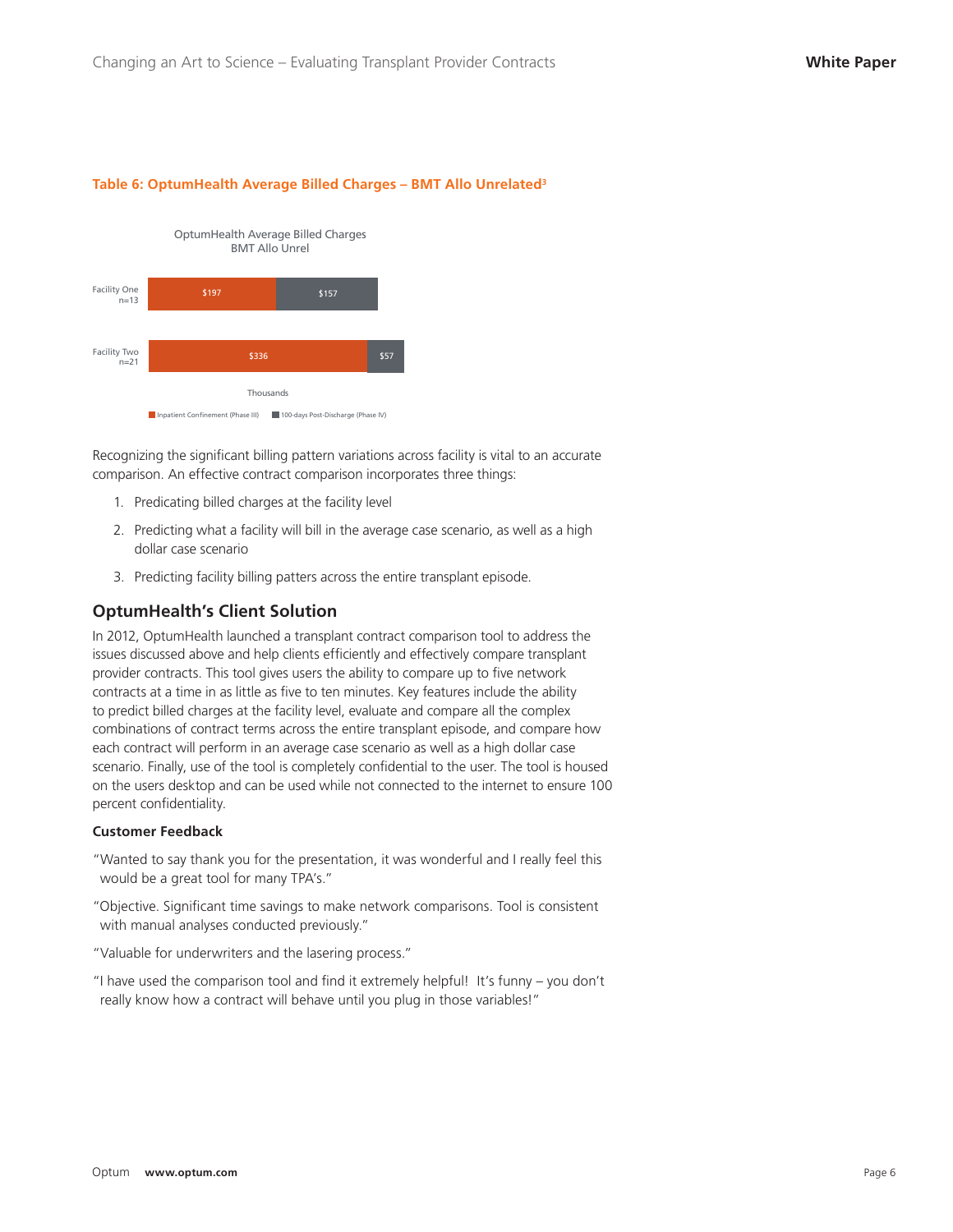**Table 6: OptumHealth Average Billed Charges – BMT Allo Unrelated[3]**

OptumHealth Average Billed Charges BMT Allo Unrel (Thousands)

| Facility | Inpatient Confinement (Phase III) | 100-days Post-Discharge (Phase IV) |
|---|---|---|
| Facility One n=13 | $197 | $157 |
| Facility Two n=21 | $336 | $57 |

Recognizing the significant billing pattern variations across facility is vital to an accurate comparison. An effective contract comparison incorporates three things:

1. Predicating billed charges at the facility level
2. Predicting what a facility will bill in the average case scenario, as well as a high dollar case scenario
3. Predicting facility billing patters across the entire transplant episode.

## OptumHealth's Client Solution

In 2012, OptumHealth launched a transplant contract comparison tool to address the issues discussed above and help clients efficiently and effectively compare transplant provider contracts. This tool gives users the ability to compare up to five network contracts at a time in as little as five to ten minutes. Key features include the ability to predict billed charges at the facility level, evaluate and compare all the complex combinations of contract terms across the entire transplant episode, and compare how each contract will perform in an average case scenario as well as a high dollar case scenario. Finally, use of the tool is completely confidential to the user. The tool is housed on the users desktop and can be used while not connected to the internet to ensure 100 percent confidentiality.

### Customer Feedback

"Wanted to say thank you for the presentation, it was wonderful and I really feel this would be a great tool for many TPA's."

"Objective. Significant time savings to make network comparisons. Tool is consistent with manual analyses conducted previously."

"Valuable for underwriters and the lasering process."

"I have used the comparison tool and find it extremely helpful! It's funny – you don't really know how a contract will behave until you plug in those variables!"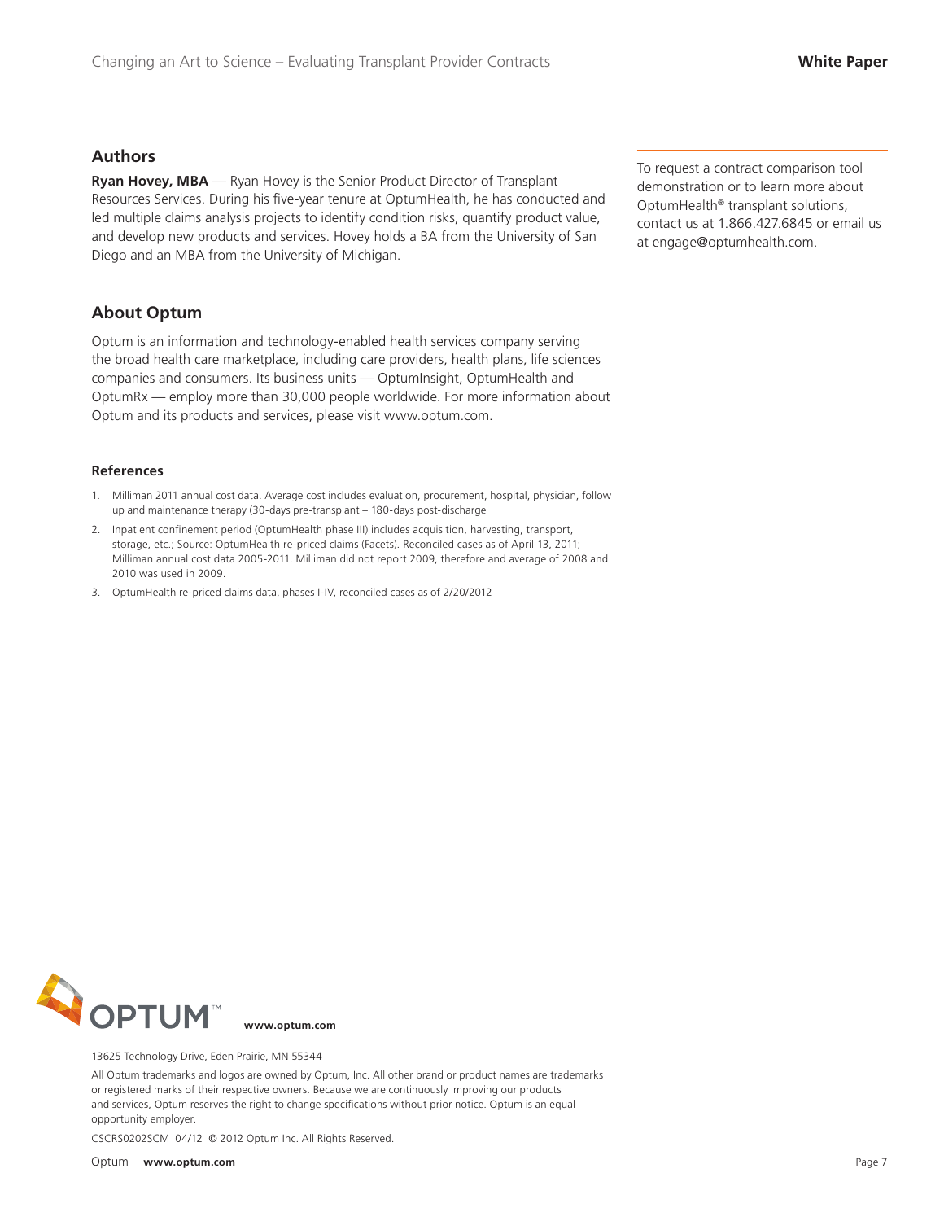## Authors

**Ryan Hovey, MBA** — Ryan Hovey is the Senior Product Director of Transplant Resources Services. During his five-year tenure at OptumHealth, he has conducted and led multiple claims analysis projects to identify condition risks, quantify product value, and develop new products and services. Hovey holds a BA from the University of San Diego and an MBA from the University of Michigan.

To request a contract comparison tool demonstration or to learn more about OptumHealth® transplant solutions, contact us at 1.866.427.6845 or email us at engage@optumhealth.com.

## About Optum

Optum is an information and technology-enabled health services company serving the broad health care marketplace, including care providers, health plans, life sciences companies and consumers. Its business units — OptumInsight, OptumHealth and OptumRx — employ more than 30,000 people worldwide. For more information about Optum and its products and services, please visit www.optum.com.

### References

1. Milliman 2011 annual cost data. Average cost includes evaluation, procurement, hospital, physician, follow up and maintenance therapy (30-days pre-transplant – 180-days post-discharge
2. Inpatient confinement period (OptumHealth phase III) includes acquisition, harvesting, transport, storage, etc.; Source: OptumHealth re-priced claims (Facets). Reconciled cases as of April 13, 2011; Milliman annual cost data 2005-2011. Milliman did not report 2009, therefore and average of 2008 and 2010 was used in 2009.
3. OptumHealth re-priced claims data, phases I-IV, reconciled cases as of 2/20/2012

OPTUM™ **www.optum.com**

13625 Technology Drive, Eden Prairie, MN 55344

All Optum trademarks and logos are owned by Optum, Inc. All other brand or product names are trademarks or registered marks of their respective owners. Because we are continuously improving our products and services, Optum reserves the right to change specifications without prior notice. Optum is an equal opportunity employer.

CSCRS0202SCM 04/12 © 2012 Optum Inc. All Rights Reserved.